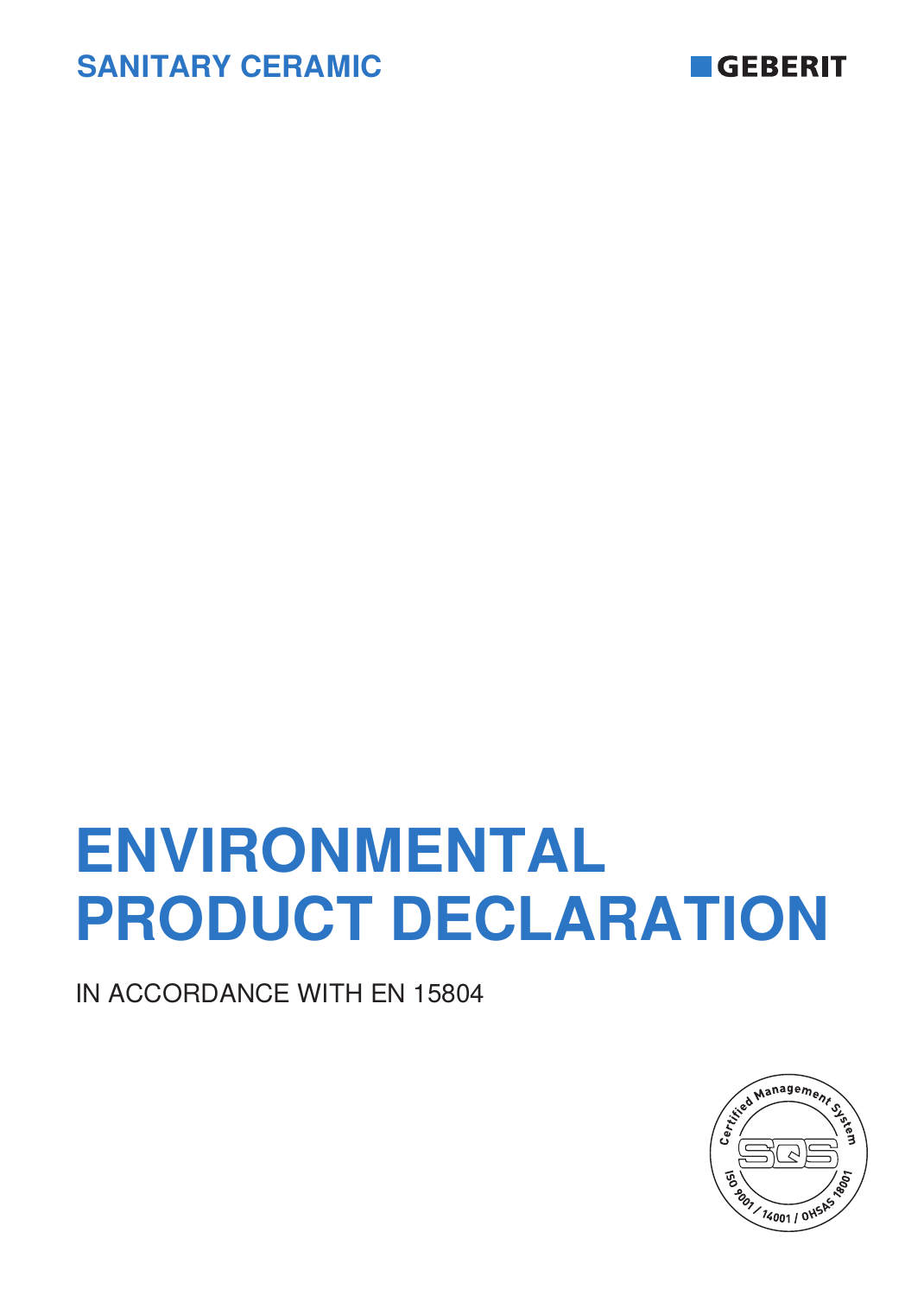SANITARY CERAMIC

GEBERIT

# ENVIRONMENTAL PRODUCT DECLARATION

IN ACCORDANCE WITH EN 15804

Certified Management System SQS ISO 9001 / 14001 / OHSAS 18001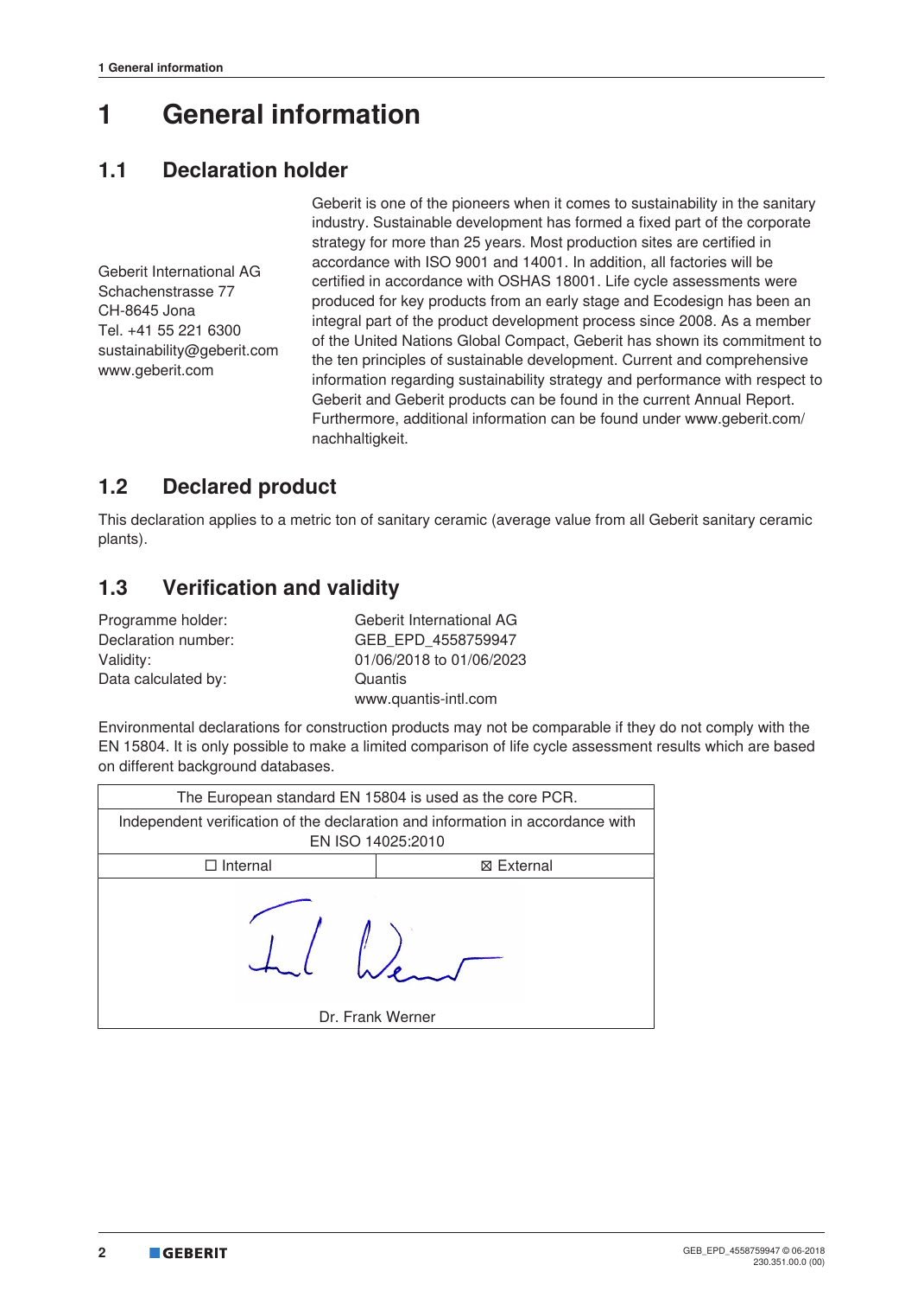# 1 General information

## 1.1 Declaration holder

Geberit International AG
Schachenstrasse 77
CH-8645 Jona
Tel. +41 55 221 6300
sustainability@geberit.com
www.geberit.com

Geberit is one of the pioneers when it comes to sustainability in the sanitary industry. Sustainable development has formed a fixed part of the corporate strategy for more than 25 years. Most production sites are certified in accordance with ISO 9001 and 14001. In addition, all factories will be certified in accordance with OSHAS 18001. Life cycle assessments were produced for key products from an early stage and Ecodesign has been an integral part of the product development process since 2008. As a member of the United Nations Global Compact, Geberit has shown its commitment to the ten principles of sustainable development. Current and comprehensive information regarding sustainability strategy and performance with respect to Geberit and Geberit products can be found in the current Annual Report. Furthermore, additional information can be found under www.geberit.com/nachhaltigkeit.

## 1.2 Declared product

This declaration applies to a metric ton of sanitary ceramic (average value from all Geberit sanitary ceramic plants).

## 1.3 Verification and validity

| | |
|---|---|
| Programme holder: | Geberit International AG |
| Declaration number: | GEB_EPD_4558759947 |
| Validity: | 01/06/2018 to 01/06/2023 |
| Data calculated by: | Quantis<br>www.quantis-intl.com |

Environmental declarations for construction products may not be comparable if they do not comply with the EN 15804. It is only possible to make a limited comparison of life cycle assessment results which are based on different background databases.

| The European standard EN 15804 is used as the core PCR. | |
|---|---|
| Independent verification of the declaration and information in accordance with EN ISO 14025:2010 | |
| ☐ Internal | ☒ External |
| Dr. Frank Werner | |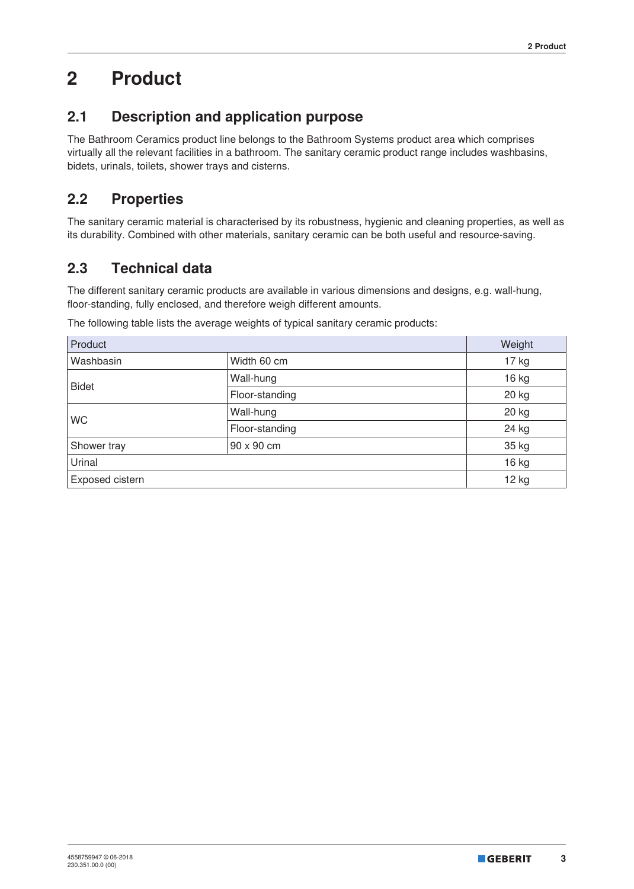# 2 Product

## 2.1 Description and application purpose

The Bathroom Ceramics product line belongs to the Bathroom Systems product area which comprises virtually all the relevant facilities in a bathroom. The sanitary ceramic product range includes washbasins, bidets, urinals, toilets, shower trays and cisterns.

## 2.2 Properties

The sanitary ceramic material is characterised by its robustness, hygienic and cleaning properties, as well as its durability. Combined with other materials, sanitary ceramic can be both useful and resource-saving.

## 2.3 Technical data

The different sanitary ceramic products are available in various dimensions and designs, e.g. wall-hung, floor-standing, fully enclosed, and therefore weigh different amounts.

The following table lists the average weights of typical sanitary ceramic products:

| Product | | Weight |
|---|---|---|
| Washbasin | Width 60 cm | 17 kg |
| Bidet | Wall-hung | 16 kg |
| | Floor-standing | 20 kg |
| WC | Wall-hung | 20 kg |
| | Floor-standing | 24 kg |
| Shower tray | 90 x 90 cm | 35 kg |
| Urinal | | 16 kg |
| Exposed cistern | | 12 kg |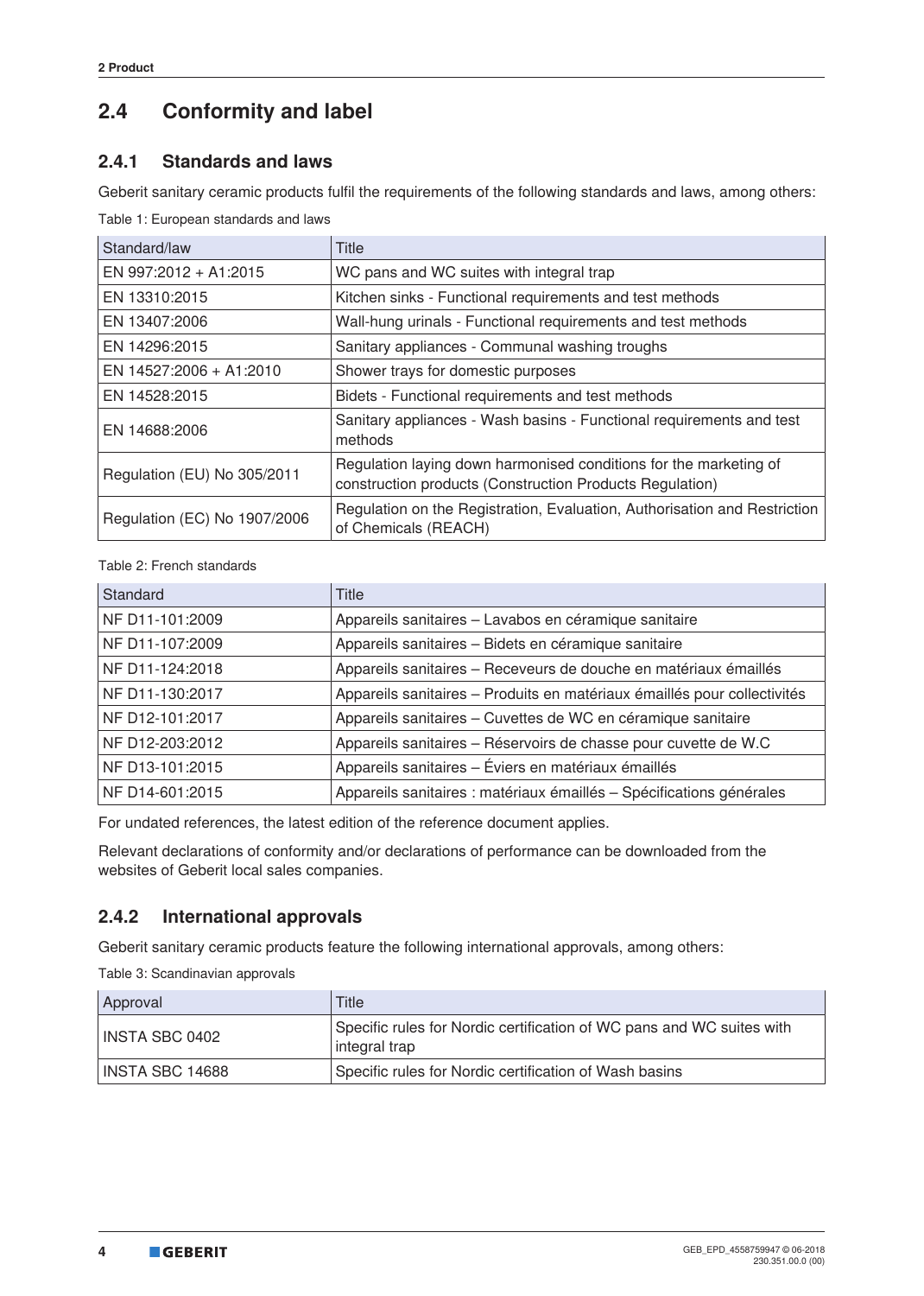## 2.4 Conformity and label

### 2.4.1 Standards and laws

Geberit sanitary ceramic products fulfil the requirements of the following standards and laws, among others:

Table 1: European standards and laws

| Standard/law | Title |
|---|---|
| EN 997:2012 + A1:2015 | WC pans and WC suites with integral trap |
| EN 13310:2015 | Kitchen sinks - Functional requirements and test methods |
| EN 13407:2006 | Wall-hung urinals - Functional requirements and test methods |
| EN 14296:2015 | Sanitary appliances - Communal washing troughs |
| EN 14527:2006 + A1:2010 | Shower trays for domestic purposes |
| EN 14528:2015 | Bidets - Functional requirements and test methods |
| EN 14688:2006 | Sanitary appliances - Wash basins - Functional requirements and test methods |
| Regulation (EU) No 305/2011 | Regulation laying down harmonised conditions for the marketing of construction products (Construction Products Regulation) |
| Regulation (EC) No 1907/2006 | Regulation on the Registration, Evaluation, Authorisation and Restriction of Chemicals (REACH) |

Table 2: French standards

| Standard | Title |
|---|---|
| NF D11-101:2009 | Appareils sanitaires – Lavabos en céramique sanitaire |
| NF D11-107:2009 | Appareils sanitaires – Bidets en céramique sanitaire |
| NF D11-124:2018 | Appareils sanitaires – Receveurs de douche en matériaux émaillés |
| NF D11-130:2017 | Appareils sanitaires – Produits en matériaux émaillés pour collectivités |
| NF D12-101:2017 | Appareils sanitaires – Cuvettes de WC en céramique sanitaire |
| NF D12-203:2012 | Appareils sanitaires – Réservoirs de chasse pour cuvette de W.C |
| NF D13-101:2015 | Appareils sanitaires – Éviers en matériaux émaillés |
| NF D14-601:2015 | Appareils sanitaires : matériaux émaillés – Spécifications générales |

For undated references, the latest edition of the reference document applies.

Relevant declarations of conformity and/or declarations of performance can be downloaded from the websites of Geberit local sales companies.

### 2.4.2 International approvals

Geberit sanitary ceramic products feature the following international approvals, among others:

Table 3: Scandinavian approvals

| Approval | Title |
|---|---|
| INSTA SBC 0402 | Specific rules for Nordic certification of WC pans and WC suites with integral trap |
| INSTA SBC 14688 | Specific rules for Nordic certification of Wash basins |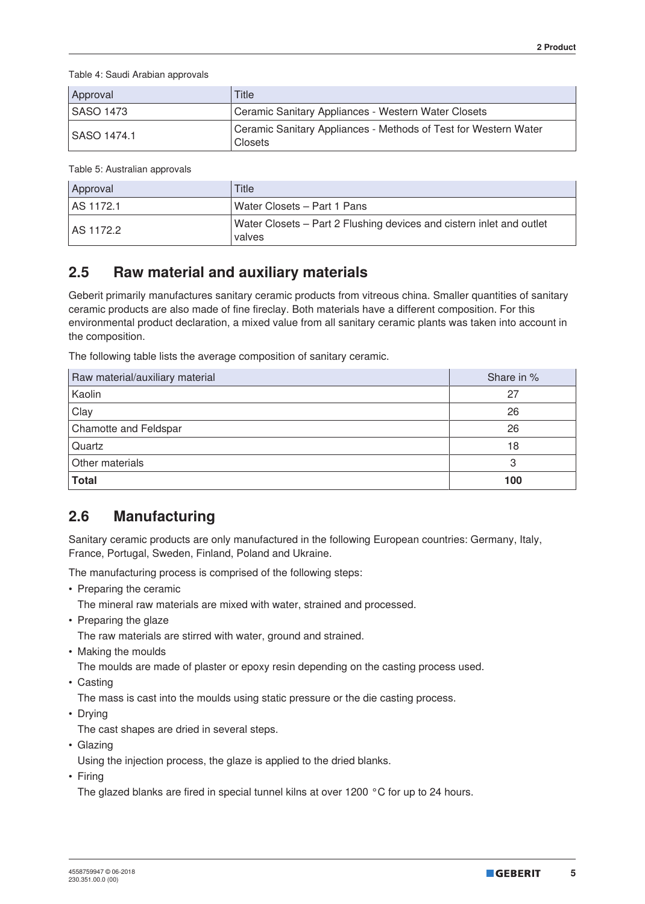Table 4: Saudi Arabian approvals

| Approval | Title |
|---|---|
| SASO 1473 | Ceramic Sanitary Appliances - Western Water Closets |
| SASO 1474.1 | Ceramic Sanitary Appliances - Methods of Test for Western Water Closets |

Table 5: Australian approvals

| Approval | Title |
|---|---|
| AS 1172.1 | Water Closets – Part 1 Pans |
| AS 1172.2 | Water Closets – Part 2 Flushing devices and cistern inlet and outlet valves |

## 2.5 Raw material and auxiliary materials

Geberit primarily manufactures sanitary ceramic products from vitreous china. Smaller quantities of sanitary ceramic products are also made of fine fireclay. Both materials have a different composition. For this environmental product declaration, a mixed value from all sanitary ceramic plants was taken into account in the composition.

The following table lists the average composition of sanitary ceramic.

| Raw material/auxiliary material | Share in % |
|---|---|
| Kaolin | 27 |
| Clay | 26 |
| Chamotte and Feldspar | 26 |
| Quartz | 18 |
| Other materials | 3 |
| **Total** | **100** |

## 2.6 Manufacturing

Sanitary ceramic products are only manufactured in the following European countries: Germany, Italy, France, Portugal, Sweden, Finland, Poland and Ukraine.

The manufacturing process is comprised of the following steps:

- Preparing the ceramic
  The mineral raw materials are mixed with water, strained and processed.
- Preparing the glaze
  The raw materials are stirred with water, ground and strained.
- Making the moulds
  The moulds are made of plaster or epoxy resin depending on the casting process used.
- Casting
  The mass is cast into the moulds using static pressure or the die casting process.
- Drying
  The cast shapes are dried in several steps.
- Glazing
  Using the injection process, the glaze is applied to the dried blanks.
- Firing
  The glazed blanks are fired in special tunnel kilns at over 1200 °C for up to 24 hours.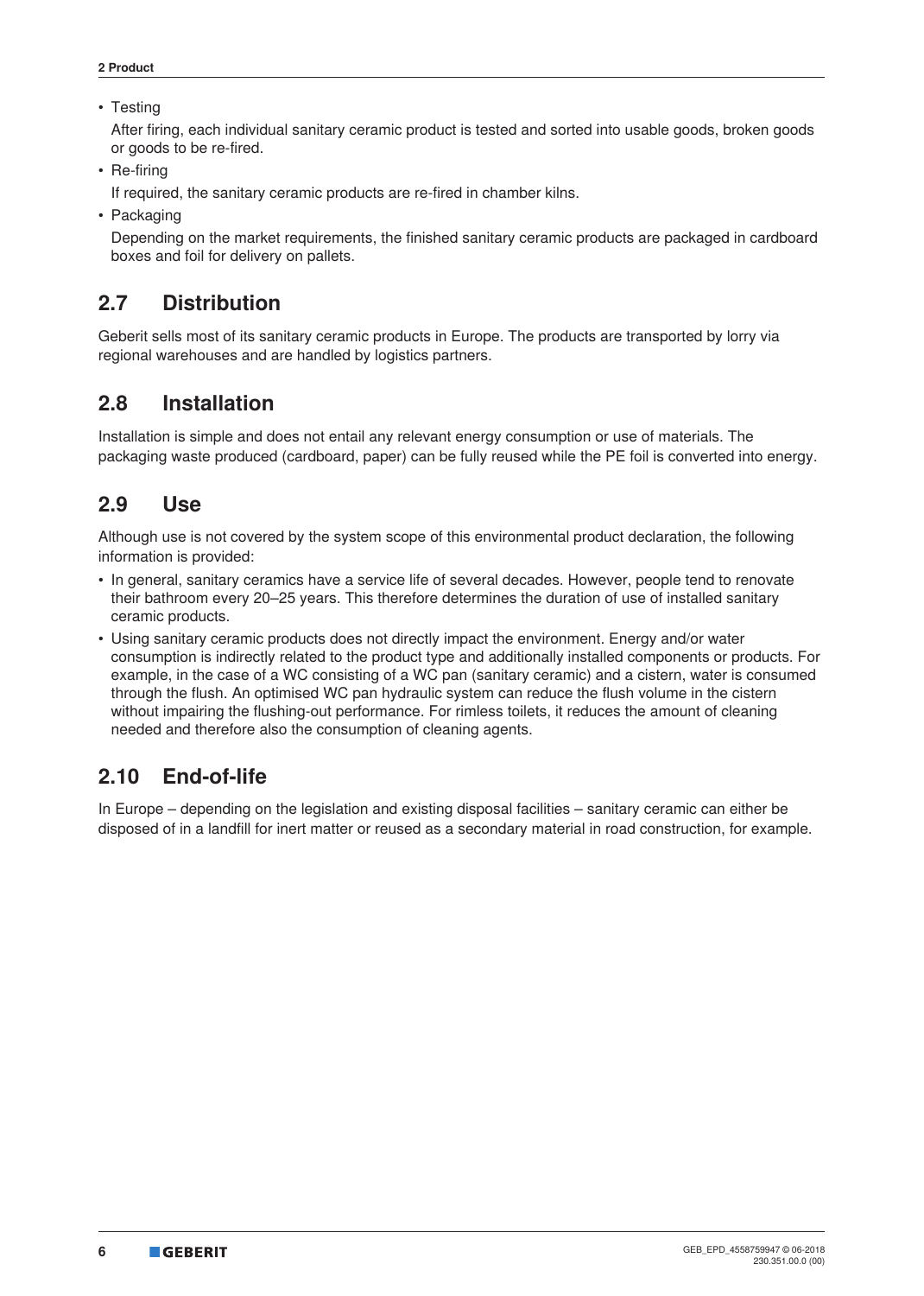- Testing

  After firing, each individual sanitary ceramic product is tested and sorted into usable goods, broken goods or goods to be re-fired.
- Re-firing

  If required, the sanitary ceramic products are re-fired in chamber kilns.
- Packaging

  Depending on the market requirements, the finished sanitary ceramic products are packaged in cardboard boxes and foil for delivery on pallets.

## 2.7 Distribution

Geberit sells most of its sanitary ceramic products in Europe. The products are transported by lorry via regional warehouses and are handled by logistics partners.

## 2.8 Installation

Installation is simple and does not entail any relevant energy consumption or use of materials. The packaging waste produced (cardboard, paper) can be fully reused while the PE foil is converted into energy.

## 2.9 Use

Although use is not covered by the system scope of this environmental product declaration, the following information is provided:

- In general, sanitary ceramics have a service life of several decades. However, people tend to renovate their bathroom every 20–25 years. This therefore determines the duration of use of installed sanitary ceramic products.
- Using sanitary ceramic products does not directly impact the environment. Energy and/or water consumption is indirectly related to the product type and additionally installed components or products. For example, in the case of a WC consisting of a WC pan (sanitary ceramic) and a cistern, water is consumed through the flush. An optimised WC pan hydraulic system can reduce the flush volume in the cistern without impairing the flushing-out performance. For rimless toilets, it reduces the amount of cleaning needed and therefore also the consumption of cleaning agents.

## 2.10 End-of-life

In Europe – depending on the legislation and existing disposal facilities – sanitary ceramic can either be disposed of in a landfill for inert matter or reused as a secondary material in road construction, for example.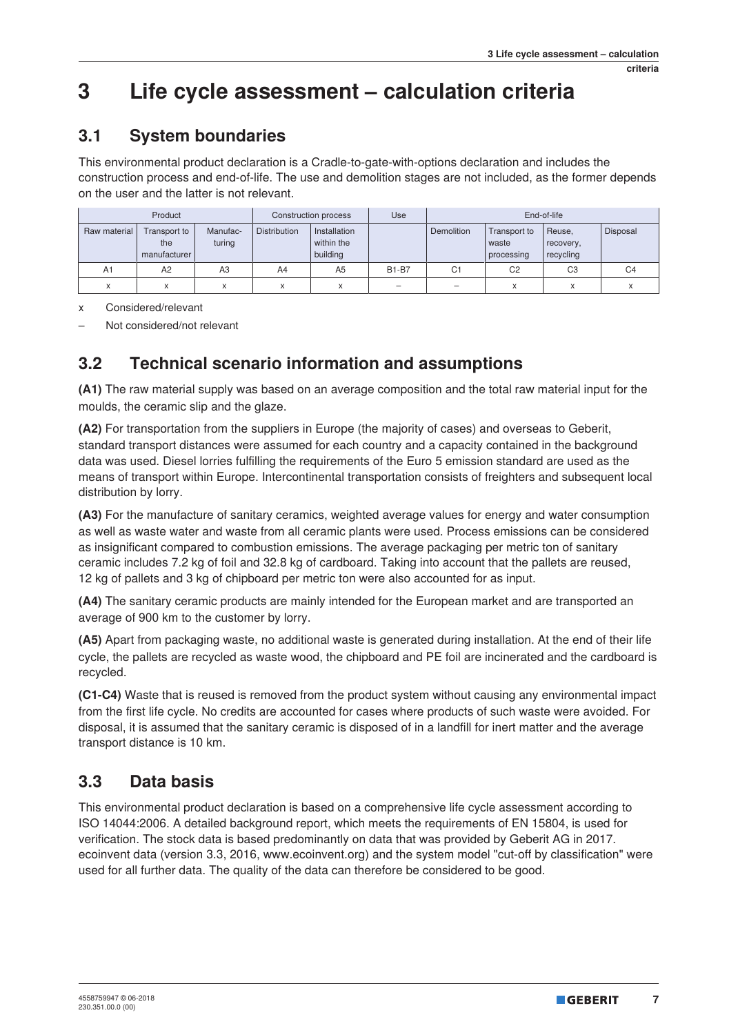# 3 Life cycle assessment – calculation criteria

## 3.1 System boundaries

This environmental product declaration is a Cradle-to-gate-with-options declaration and includes the construction process and end-of-life. The use and demolition stages are not included, as the former depends on the user and the latter is not relevant.

| Product | | | Construction process | | Use | End-of-life | | | |
|---|---|---|---|---|---|---|---|---|---|
| Raw material | Transport to the manufacturer | Manufac-turing | Distribution | Installation within the building | | Demolition | Transport to waste processing | Reuse, recovery, recycling | Disposal |
| A1 | A2 | A3 | A4 | A5 | B1-B7 | C1 | C2 | C3 | C4 |
| x | x | x | x | x | – | – | x | x | x |

x Considered/relevant

– Not considered/not relevant

## 3.2 Technical scenario information and assumptions

**(A1)** The raw material supply was based on an average composition and the total raw material input for the moulds, the ceramic slip and the glaze.

**(A2)** For transportation from the suppliers in Europe (the majority of cases) and overseas to Geberit, standard transport distances were assumed for each country and a capacity contained in the background data was used. Diesel lorries fulfilling the requirements of the Euro 5 emission standard are used as the means of transport within Europe. Intercontinental transportation consists of freighters and subsequent local distribution by lorry.

**(A3)** For the manufacture of sanitary ceramics, weighted average values for energy and water consumption as well as waste water and waste from all ceramic plants were used. Process emissions can be considered as insignificant compared to combustion emissions. The average packaging per metric ton of sanitary ceramic includes 7.2 kg of foil and 32.8 kg of cardboard. Taking into account that the pallets are reused, 12 kg of pallets and 3 kg of chipboard per metric ton were also accounted for as input.

**(A4)** The sanitary ceramic products are mainly intended for the European market and are transported an average of 900 km to the customer by lorry.

**(A5)** Apart from packaging waste, no additional waste is generated during installation. At the end of their life cycle, the pallets are recycled as waste wood, the chipboard and PE foil are incinerated and the cardboard is recycled.

**(C1-C4)** Waste that is reused is removed from the product system without causing any environmental impact from the first life cycle. No credits are accounted for cases where products of such waste were avoided. For disposal, it is assumed that the sanitary ceramic is disposed of in a landfill for inert matter and the average transport distance is 10 km.

## 3.3 Data basis

This environmental product declaration is based on a comprehensive life cycle assessment according to ISO 14044:2006. A detailed background report, which meets the requirements of EN 15804, is used for verification. The stock data is based predominantly on data that was provided by Geberit AG in 2017. ecoinvent data (version 3.3, 2016, www.ecoinvent.org) and the system model "cut-off by classification" were used for all further data. The quality of the data can therefore be considered to be good.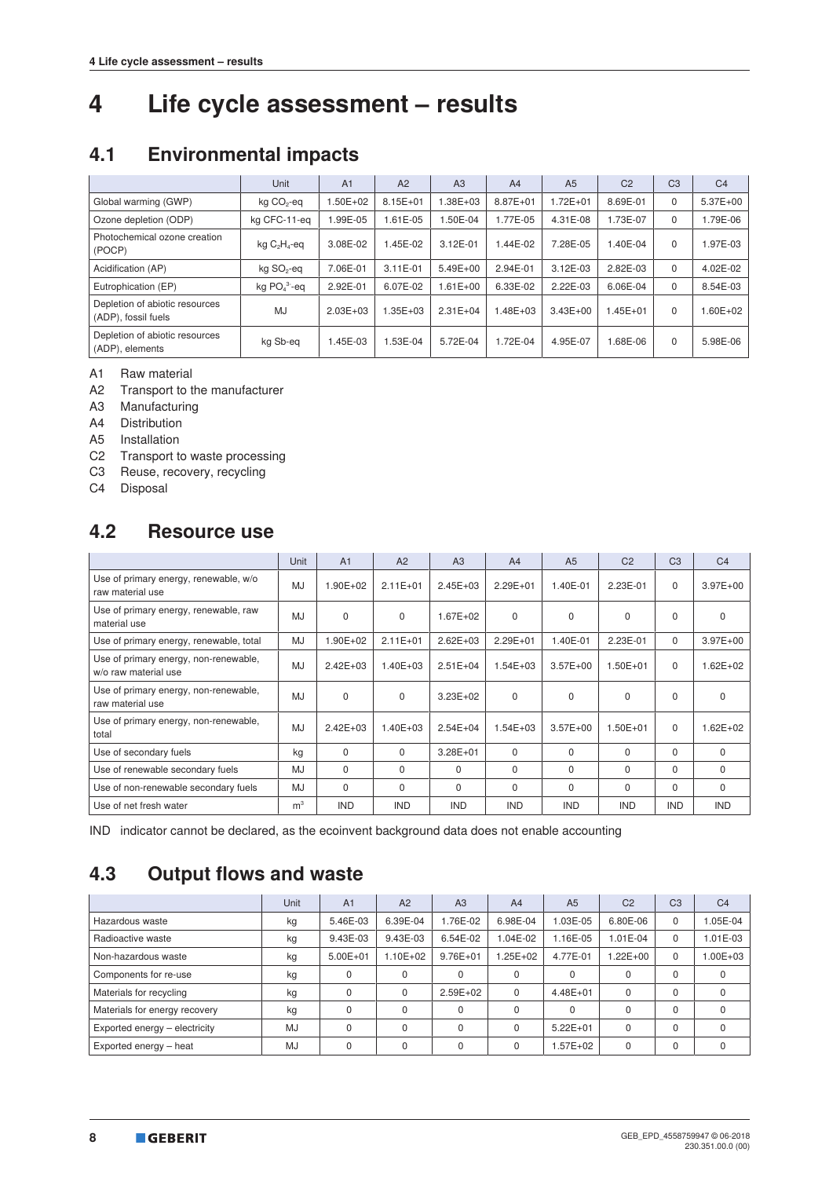// Life cycle assessment – results

# 4 Life cycle assessment – results

## 4.1 Environmental impacts

| | Unit | A1 | A2 | A3 | A4 | A5 | C2 | C3 | C4 |
|---|---|---|---|---|---|---|---|---|---|
| Global warming (GWP) | kg $CO_2$-eq | 1.50E+02 | 8.15E+01 | 1.38E+03 | 8.87E+01 | 1.72E+01 | 8.69E-01 | 0 | 5.37E+00 |
| Ozone depletion (ODP) | kg CFC-11-eq | 1.99E-05 | 1.61E-05 | 1.50E-04 | 1.77E-05 | 4.31E-08 | 1.73E-07 | 0 | 1.79E-06 |
| Photochemical ozone creation (POCP) | kg $C_2H_4$-eq | 3.08E-02 | 1.45E-02 | 3.12E-01 | 1.44E-02 | 7.28E-05 | 1.40E-04 | 0 | 1.97E-03 |
| Acidification (AP) | kg $SO_2$-eq | 7.06E-01 | 3.11E-01 | 5.49E+00 | 2.94E-01 | 3.12E-03 | 2.82E-03 | 0 | 4.02E-02 |
| Eutrophication (EP) | kg $PO_4^{3-}$-eq | 2.92E-01 | 6.07E-02 | 1.61E+00 | 6.33E-02 | 2.22E-03 | 6.06E-04 | 0 | 8.54E-03 |
| Depletion of abiotic resources (ADP), fossil fuels | MJ | 2.03E+03 | 1.35E+03 | 2.31E+04 | 1.48E+03 | 3.43E+00 | 1.45E+01 | 0 | 1.60E+02 |
| Depletion of abiotic resources (ADP), elements | kg Sb-eq | 1.45E-03 | 1.53E-04 | 5.72E-04 | 1.72E-04 | 4.95E-07 | 1.68E-06 | 0 | 5.98E-06 |

A1 Raw material
A2 Transport to the manufacturer
A3 Manufacturing
A4 Distribution
A5 Installation
C2 Transport to waste processing
C3 Reuse, recovery, recycling
C4 Disposal

## 4.2 Resource use

| | Unit | A1 | A2 | A3 | A4 | A5 | C2 | C3 | C4 |
|---|---|---|---|---|---|---|---|---|---|
| Use of primary energy, renewable, w/o raw material use | MJ | 1.90E+02 | 2.11E+01 | 2.45E+03 | 2.29E+01 | 1.40E-01 | 2.23E-01 | 0 | 3.97E+00 |
| Use of primary energy, renewable, raw material use | MJ | 0 | 0 | 1.67E+02 | 0 | 0 | 0 | 0 | 0 |
| Use of primary energy, renewable, total | MJ | 1.90E+02 | 2.11E+01 | 2.62E+03 | 2.29E+01 | 1.40E-01 | 2.23E-01 | 0 | 3.97E+00 |
| Use of primary energy, non-renewable, w/o raw material use | MJ | 2.42E+03 | 1.40E+03 | 2.51E+04 | 1.54E+03 | 3.57E+00 | 1.50E+01 | 0 | 1.62E+02 |
| Use of primary energy, non-renewable, raw material use | MJ | 0 | 0 | 3.23E+02 | 0 | 0 | 0 | 0 | 0 |
| Use of primary energy, non-renewable, total | MJ | 2.42E+03 | 1.40E+03 | 2.54E+04 | 1.54E+03 | 3.57E+00 | 1.50E+01 | 0 | 1.62E+02 |
| Use of secondary fuels | kg | 0 | 0 | 3.28E+01 | 0 | 0 | 0 | 0 | 0 |
| Use of renewable secondary fuels | MJ | 0 | 0 | 0 | 0 | 0 | 0 | 0 | 0 |
| Use of non-renewable secondary fuels | MJ | 0 | 0 | 0 | 0 | 0 | 0 | 0 | 0 |
| Use of net fresh water | $m^3$ | IND | IND | IND | IND | IND | IND | IND | IND |

IND indicator cannot be declared, as the ecoinvent background data does not enable accounting

## 4.3 Output flows and waste

| | Unit | A1 | A2 | A3 | A4 | A5 | C2 | C3 | C4 |
|---|---|---|---|---|---|---|---|---|---|
| Hazardous waste | kg | 5.46E-03 | 6.39E-04 | 1.76E-02 | 6.98E-04 | 1.03E-05 | 6.80E-06 | 0 | 1.05E-04 |
| Radioactive waste | kg | 9.43E-03 | 9.43E-03 | 6.54E-02 | 1.04E-02 | 1.16E-05 | 1.01E-04 | 0 | 1.01E-03 |
| Non-hazardous waste | kg | 5.00E+01 | 1.10E+02 | 9.76E+01 | 1.25E+02 | 4.77E-01 | 1.22E+00 | 0 | 1.00E+03 |
| Components for re-use | kg | 0 | 0 | 0 | 0 | 0 | 0 | 0 | 0 |
| Materials for recycling | kg | 0 | 0 | 2.59E+02 | 0 | 4.48E+01 | 0 | 0 | 0 |
| Materials for energy recovery | kg | 0 | 0 | 0 | 0 | 0 | 0 | 0 | 0 |
| Exported energy – electricity | MJ | 0 | 0 | 0 | 0 | 5.22E+01 | 0 | 0 | 0 |
| Exported energy – heat | MJ | 0 | 0 | 0 | 0 | 1.57E+02 | 0 | 0 | 0 |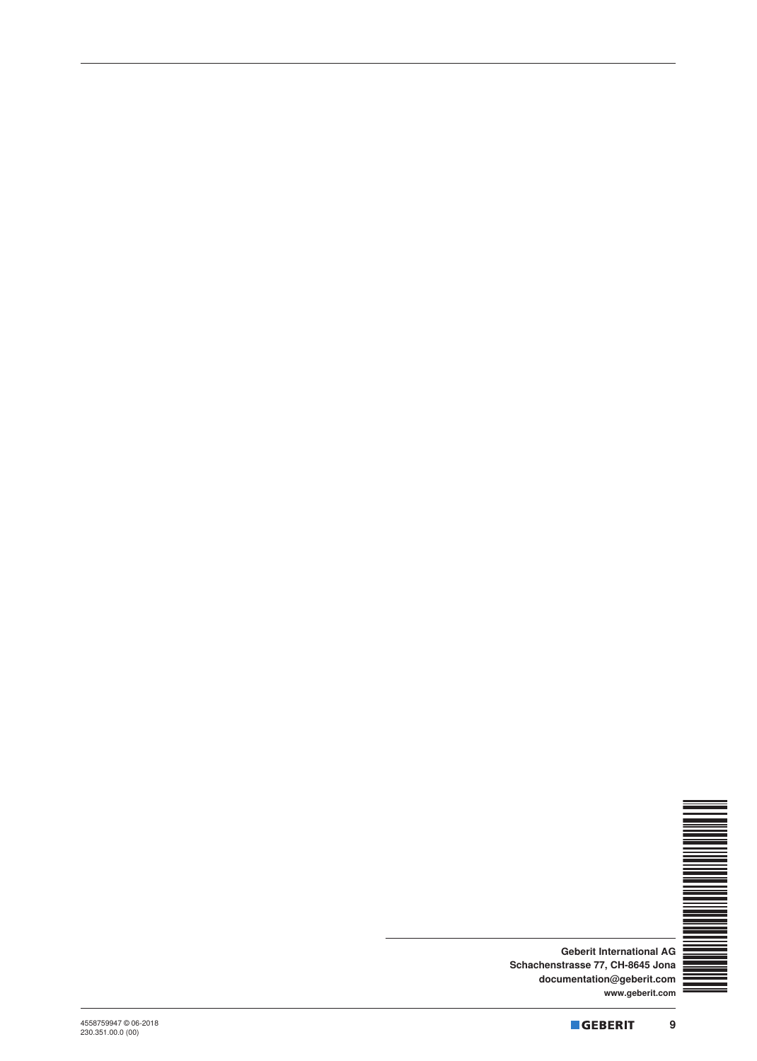**Geberit International AG**
**Schachenstrasse 77, CH-8645 Jona**
**documentation@geberit.com**
**www.geberit.com**

4558759947 © 06-2018
230.351.00.0 (00)